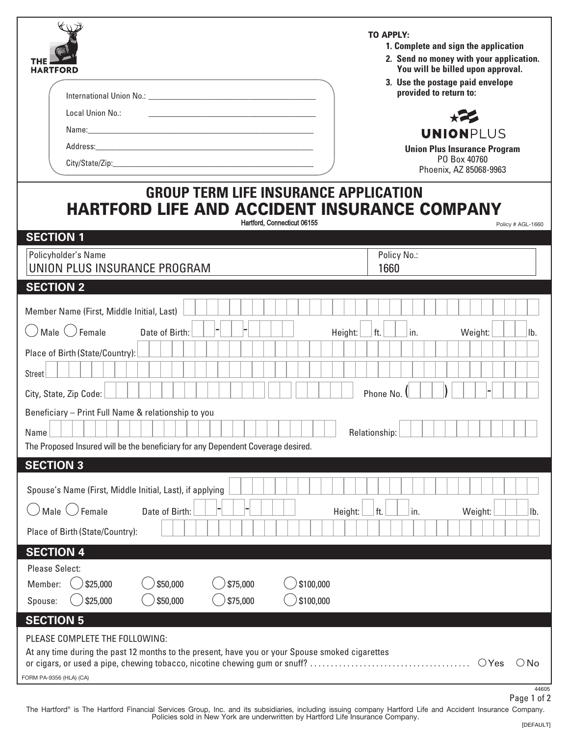THE HARTFORD

International Union No.: ______________________

Local Union No.: ______________________

Name: ______________________

Address: ______________________

City/State/Zip: ______________________

**TO APPLY:**

1. **Complete and sign the application**
2. **Send no money with your application. You will be billed upon approval.**
3. **Use the postage paid envelope provided to return to:**

UNIONPLUS

**Union Plus Insurance Program**
PO Box 40760
Phoenix, AZ 85068-9963

# GROUP TERM LIFE INSURANCE APPLICATION
# HARTFORD LIFE AND ACCIDENT INSURANCE COMPANY

Hartford, Connecticut 06155

Policy # AGL-1660

## SECTION 1

| Policyholder's Name | Policy No.: |
|---|---|
| UNION PLUS INSURANCE PROGRAM | 1660 |

## SECTION 2

Member Name (First, Middle Initial, Last) ______________________

◯ Male ◯ Female Date of Birth: __ - __ - ____ Height: __ ft. __ in. Weight: ___ lb.

Place of Birth (State/Country): ______________________

Street ______________________

City, State, Zip Code: ______________________ Phone No. ( ___ ) ___ - ____

Beneficiary – Print Full Name & relationship to you

Name ______________________ Relationship: ______________________

The Proposed Insured will be the beneficiary for any Dependent Coverage desired.

## SECTION 3

Spouse's Name (First, Middle Initial, Last), if applying ______________________

◯ Male ◯ Female Date of Birth: __ - __ - ____ Height: __ ft. __ in. Weight: ___ lb.

Place of Birth (State/Country): ______________________

## SECTION 4

Please Select:

Member: ◯ \$25,000 ◯ \$50,000 ◯ \$75,000 ◯ \$100,000

Spouse: ◯ \$25,000 ◯ \$50,000 ◯ \$75,000 ◯ \$100,000

## SECTION 5

PLEASE COMPLETE THE FOLLOWING:

At any time during the past 12 months to the present, have you or your Spouse smoked cigarettes or cigars, or used a pipe, chewing tobacco, nicotine chewing gum or snuff? ...................................... ◯ Yes ◯ No

FORM PA-9356 (HLA) (CA)

44605

The Hartford® is The Hartford Financial Services Group, Inc. and its subsidiaries, including issuing company Hartford Life and Accident Insurance Company. Policies sold in New York are underwritten by Hartford Life Insurance Company.

[DEFAULT]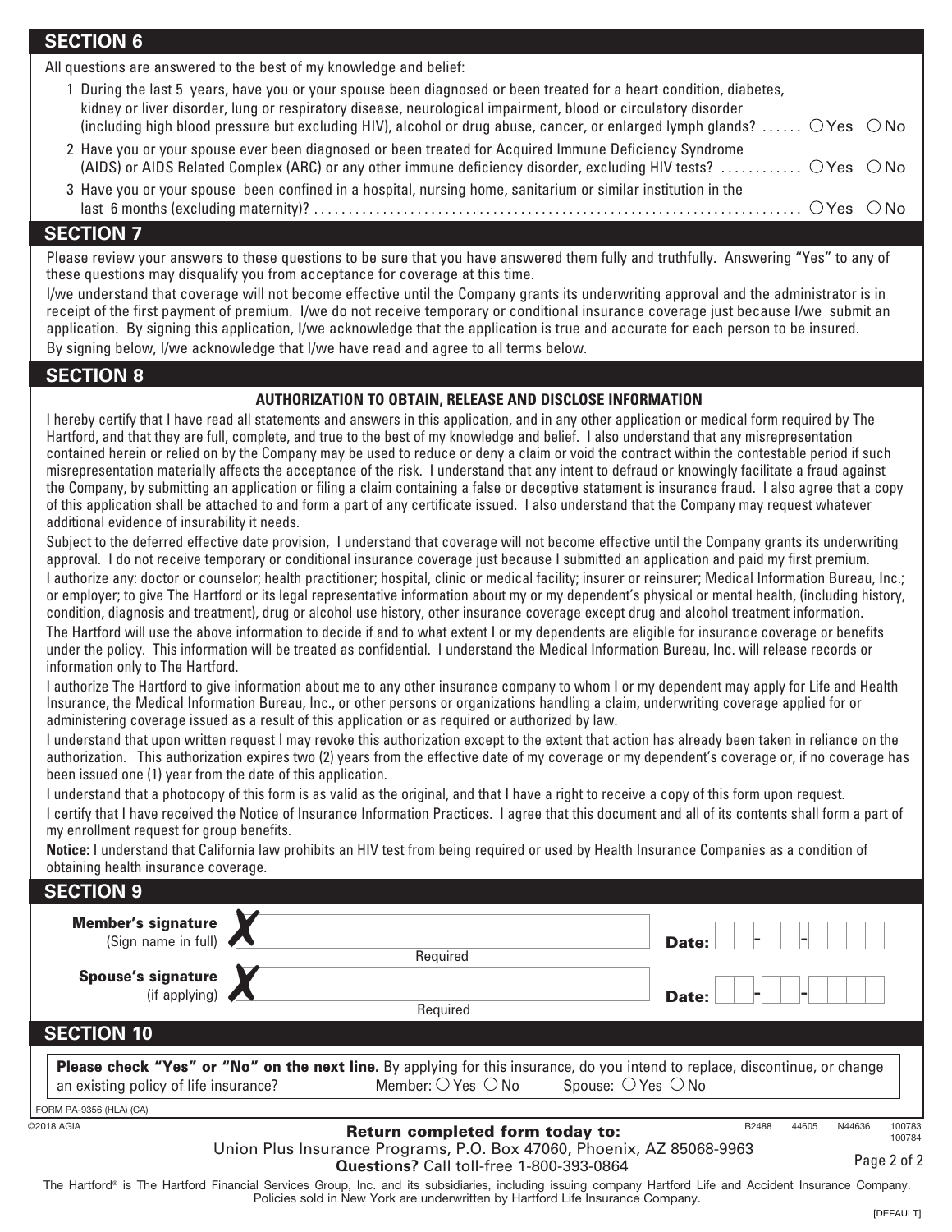## SECTION 6

All questions are answered to the best of my knowledge and belief:

1. During the last 5 years, have you or your spouse been diagnosed or been treated for a heart condition, diabetes, kidney or liver disorder, lung or respiratory disease, neurological impairment, blood or circulatory disorder (including high blood pressure but excluding HIV), alcohol or drug abuse, cancer, or enlarged lymph glands? ...... ○ Yes ○ No
2. Have you or your spouse ever been diagnosed or been treated for Acquired Immune Deficiency Syndrome (AIDS) or AIDS Related Complex (ARC) or any other immune deficiency disorder, excluding HIV tests? ............ ○ Yes ○ No
3. Have you or your spouse been confined in a hospital, nursing home, sanitarium or similar institution in the last 6 months (excluding maternity)? ............ ○ Yes ○ No

## SECTION 7

Please review your answers to these questions to be sure that you have answered them fully and truthfully. Answering "Yes" to any of these questions may disqualify you from acceptance for coverage at this time.

I/we understand that coverage will not become effective until the Company grants its underwriting approval and the administrator is in receipt of the first payment of premium. I/we do not receive temporary or conditional insurance coverage just because I/we submit an application. By signing this application, I/we acknowledge that the application is true and accurate for each person to be insured.

By signing below, I/we acknowledge that I/we have read and agree to all terms below.

## SECTION 8

**AUTHORIZATION TO OBTAIN, RELEASE AND DISCLOSE INFORMATION**

I hereby certify that I have read all statements and answers in this application, and in any other application or medical form required by The Hartford, and that they are full, complete, and true to the best of my knowledge and belief. I also understand that any misrepresentation contained herein or relied on by the Company may be used to reduce or deny a claim or void the contract within the contestable period if such misrepresentation materially affects the acceptance of the risk. I understand that any intent to defraud or knowingly facilitate a fraud against the Company, by submitting an application or filing a claim containing a false or deceptive statement is insurance fraud. I also agree that a copy of this application shall be attached to and form a part of any certificate issued. I also understand that the Company may request whatever additional evidence of insurability it needs.

Subject to the deferred effective date provision, I understand that coverage will not become effective until the Company grants its underwriting approval. I do not receive temporary or conditional insurance coverage just because I submitted an application and paid my first premium.

I authorize any: doctor or counselor; health practitioner; hospital, clinic or medical facility; insurer or reinsurer; Medical Information Bureau, Inc.; or employer; to give The Hartford or its legal representative information about my or my dependent's physical or mental health, (including history, condition, diagnosis and treatment), drug or alcohol use history, other insurance coverage except drug and alcohol treatment information.

The Hartford will use the above information to decide if and to what extent I or my dependents are eligible for insurance coverage or benefits under the policy. This information will be treated as confidential. I understand the Medical Information Bureau, Inc. will release records or information only to The Hartford.

I authorize The Hartford to give information about me to any other insurance company to whom I or my dependent may apply for Life and Health Insurance, the Medical Information Bureau, Inc., or other persons or organizations handling a claim, underwriting coverage applied for or administering coverage issued as a result of this application or as required or authorized by law.

I understand that upon written request I may revoke this authorization except to the extent that action has already been taken in reliance on the authorization. This authorization expires two (2) years from the effective date of my coverage or my dependent's coverage or, if no coverage has been issued one (1) year from the date of this application.

I understand that a photocopy of this form is as valid as the original, and that I have a right to receive a copy of this form upon request.

I certify that I have received the Notice of Insurance Information Practices. I agree that this document and all of its contents shall form a part of my enrollment request for group benefits.

**Notice:** I understand that California law prohibits an HIV test from being required or used by Health Insurance Companies as a condition of obtaining health insurance coverage.

## SECTION 9

**Member's signature** (Sign name in full) X ______________________ Required **Date:** __ __ - __ __ - __ __ __ __

**Spouse's signature** (if applying) X ______________________ Required **Date:** __ __ - __ __ - __ __ __ __

## SECTION 10

**Please check "Yes" or "No" on the next line.** By applying for this insurance, do you intend to replace, discontinue, or change an existing policy of life insurance? Member: ○ Yes ○ No Spouse: ○ Yes ○ No

FORM PA-9356 (HLA) (CA)

©2018 AGIA

B2488 44605 N44636 100783 100784

**Return completed form today to:**
Union Plus Insurance Programs, P.O. Box 47060, Phoenix, AZ 85068-9963
**Questions?** Call toll-free 1-800-393-0864

The Hartford® is The Hartford Financial Services Group, Inc. and its subsidiaries, including issuing company Hartford Life and Accident Insurance Company. Policies sold in New York are underwritten by Hartford Life Insurance Company.

[DEFAULT]